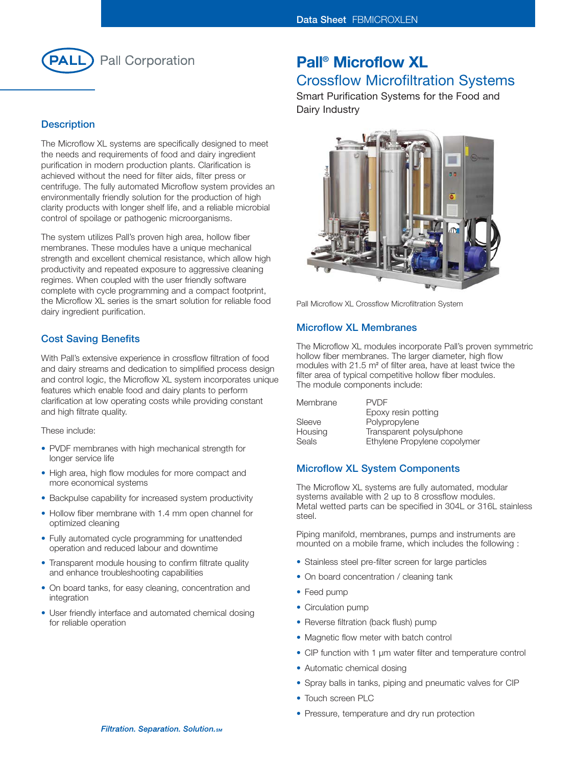Data Sheet FBMICROXLEN

Pall Corporation

# Pall® Microflow XL

## Crossflow Microfiltration Systems

Smart Purification Systems for the Food and Dairy Industry

## Description

The Microflow XL systems are specifically designed to meet the needs and requirements of food and dairy ingredient purification in modern production plants. Clarification is achieved without the need for filter aids, filter press or centrifuge. The fully automated Microflow system provides an environmentally friendly solution for the production of high clarity products with longer shelf life, and a reliable microbial control of spoilage or pathogenic microorganisms.

The system utilizes Pall's proven high area, hollow fiber membranes. These modules have a unique mechanical strength and excellent chemical resistance, which allow high productivity and repeated exposure to aggressive cleaning regimes. When coupled with the user friendly software complete with cycle programming and a compact footprint, the Microflow XL series is the smart solution for reliable food dairy ingredient purification.

## Cost Saving Benefits

With Pall's extensive experience in crossflow filtration of food and dairy streams and dedication to simplified process design and control logic, the Microflow XL system incorporates unique features which enable food and dairy plants to perform clarification at low operating costs while providing constant and high filtrate quality.

These include:

- PVDF membranes with high mechanical strength for longer service life
- High area, high flow modules for more compact and more economical systems
- Backpulse capability for increased system productivity
- Hollow fiber membrane with 1.4 mm open channel for optimized cleaning
- Fully automated cycle programming for unattended operation and reduced labour and downtime
- Transparent module housing to confirm filtrate quality and enhance troubleshooting capabilities
- On board tanks, for easy cleaning, concentration and integration
- User friendly interface and automated chemical dosing for reliable operation

Pall Microflow XL Crossflow Microfiltration System

## Microflow XL Membranes

The Microflow XL modules incorporate Pall's proven symmetric hollow fiber membranes. The larger diameter, high flow modules with 21.5 m² of filter area, have at least twice the filter area of typical competitive hollow fiber modules. The module components include:

| | |
|---|---|
| Membrane | PVDF |
| | Epoxy resin potting |
| Sleeve | Polypropylene |
| Housing | Transparent polysulphone |
| Seals | Ethylene Propylene copolymer |

## Microflow XL System Components

The Microflow XL systems are fully automated, modular systems available with 2 up to 8 crossflow modules. Metal wetted parts can be specified in 304L or 316L stainless steel.

Piping manifold, membranes, pumps and instruments are mounted on a mobile frame, which includes the following :

- Stainless steel pre-filter screen for large particles
- On board concentration / cleaning tank
- Feed pump
- Circulation pump
- Reverse filtration (back flush) pump
- Magnetic flow meter with batch control
- CIP function with 1 µm water filter and temperature control
- Automatic chemical dosing
- Spray balls in tanks, piping and pneumatic valves for CIP
- Touch screen PLC
- Pressure, temperature and dry run protection

*Filtration. Separation. Solution.SM*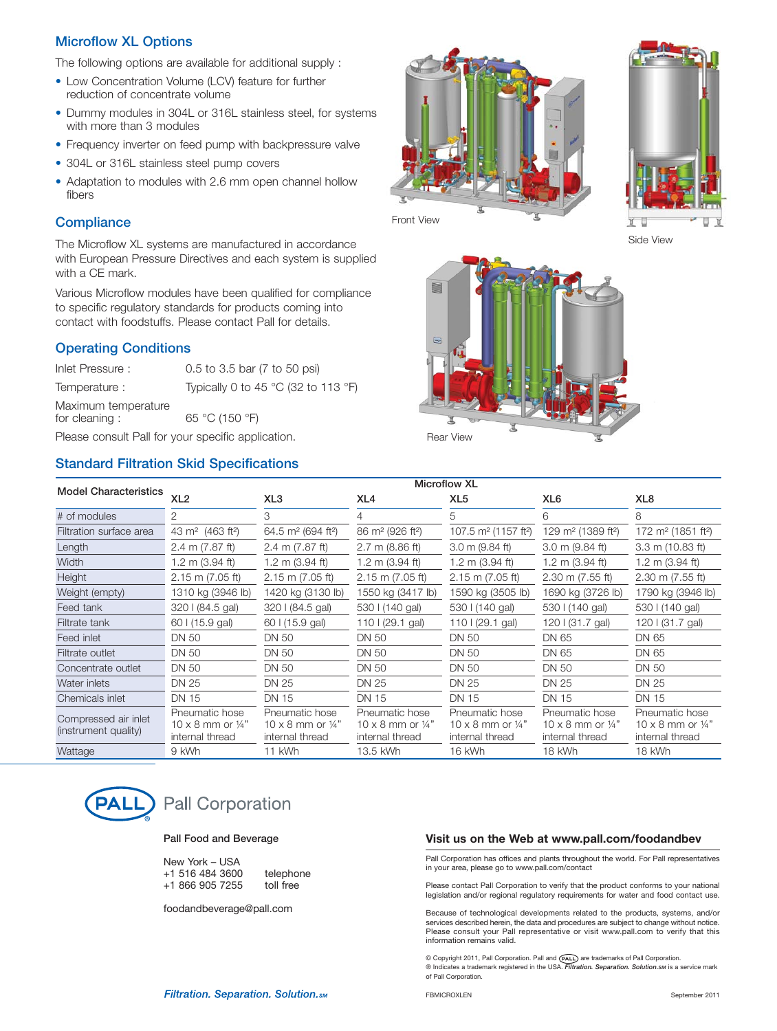## Microflow XL Options

The following options are available for additional supply :

- Low Concentration Volume (LCV) feature for further reduction of concentrate volume
- Dummy modules in 304L or 316L stainless steel, for systems with more than 3 modules
- Frequency inverter on feed pump with backpressure valve
- 304L or 316L stainless steel pump covers
- Adaptation to modules with 2.6 mm open channel hollow fibers

## Compliance

The Microflow XL systems are manufactured in accordance with European Pressure Directives and each system is supplied with a CE mark.

Various Microflow modules have been qualified for compliance to specific regulatory standards for products coming into contact with foodstuffs. Please contact Pall for details.

## Operating Conditions

| | |
|---|---|
| Inlet Pressure : | 0.5 to 3.5 bar (7 to 50 psi) |
| Temperature : | Typically 0 to 45 °C (32 to 113 °F) |
| Maximum temperature for cleaning : | 65 °C (150 °F) |

Please consult Pall for your specific application.

Front View

Side View

Rear View

## Standard Filtration Skid Specifications

| Model Characteristics | Microflow XL | | | | | |
|---|---|---|---|---|---|---|
| | XL2 | XL3 | XL4 | XL5 | XL6 | XL8 |
| # of modules | 2 | 3 | 4 | 5 | 6 | 8 |
| Filtration surface area | 43 m² (463 ft²) | 64.5 m² (694 ft²) | 86 m² (926 ft²) | 107.5 m² (1157 ft²) | 129 m² (1389 ft²) | 172 m² (1851 ft²) |
| Length | 2.4 m (7.87 ft) | 2.4 m (7.87 ft) | 2.7 m (8.86 ft) | 3.0 m (9.84 ft) | 3.0 m (9.84 ft) | 3.3 m (10.83 ft) |
| Width | 1.2 m (3.94 ft) | 1.2 m (3.94 ft) | 1.2 m (3.94 ft) | 1.2 m (3.94 ft) | 1.2 m (3.94 ft) | 1.2 m (3.94 ft) |
| Height | 2.15 m (7.05 ft) | 2.15 m (7.05 ft) | 2.15 m (7.05 ft) | 2.15 m (7.05 ft) | 2.30 m (7.55 ft) | 2.30 m (7.55 ft) |
| Weight (empty) | 1310 kg (3946 lb) | 1420 kg (3130 lb) | 1550 kg (3417 lb) | 1590 kg (3505 lb) | 1690 kg (3726 lb) | 1790 kg (3946 lb) |
| Feed tank | 320 l (84.5 gal) | 320 l (84.5 gal) | 530 l (140 gal) | 530 l (140 gal) | 530 l (140 gal) | 530 l (140 gal) |
| Filtrate tank | 60 l (15.9 gal) | 60 l (15.9 gal) | 110 l (29.1 gal) | 110 l (29.1 gal) | 120 l (31.7 gal) | 120 l (31.7 gal) |
| Feed inlet | DN 50 | DN 50 | DN 50 | DN 50 | DN 65 | DN 65 |
| Filtrate outlet | DN 50 | DN 50 | DN 50 | DN 50 | DN 65 | DN 65 |
| Concentrate outlet | DN 50 | DN 50 | DN 50 | DN 50 | DN 50 | DN 50 |
| Water inlets | DN 25 | DN 25 | DN 25 | DN 25 | DN 25 | DN 25 |
| Chemicals inlet | DN 15 | DN 15 | DN 15 | DN 15 | DN 15 | DN 15 |
| Compressed air inlet (instrument quality) | Pneumatic hose 10 x 8 mm or ¼" internal thread | Pneumatic hose 10 x 8 mm or ¼" internal thread | Pneumatic hose 10 x 8 mm or ¼" internal thread | Pneumatic hose 10 x 8 mm or ¼" internal thread | Pneumatic hose 10 x 8 mm or ¼" internal thread | Pneumatic hose 10 x 8 mm or ¼" internal thread |
| Wattage | 9 kWh | 11 kWh | 13.5 kWh | 16 kWh | 18 kWh | 18 kWh |

PALL Pall Corporation

**Pall Food and Beverage**

New York – USA
+1 516 484 3600 telephone
+1 866 905 7255 toll free

foodandbeverage@pall.com

**Visit us on the Web at www.pall.com/foodandbev**

Pall Corporation has offices and plants throughout the world. For Pall representatives in your area, please go to www.pall.com/contact

Please contact Pall Corporation to verify that the product conforms to your national legislation and/or regional regulatory requirements for water and food contact use.

Because of technological developments related to the products, systems, and/or services described herein, the data and procedures are subject to change without notice. Please consult your Pall representative or visit www.pall.com to verify that this information remains valid.

© Copyright 2011, Pall Corporation. Pall and PALL are trademarks of Pall Corporation. ® Indicates a trademark registered in the USA. *Filtration. Separation. Solution.SM* is a service mark of Pall Corporation.

*Filtration. Separation. Solution.SM*

FBMICROXLEN September 2011